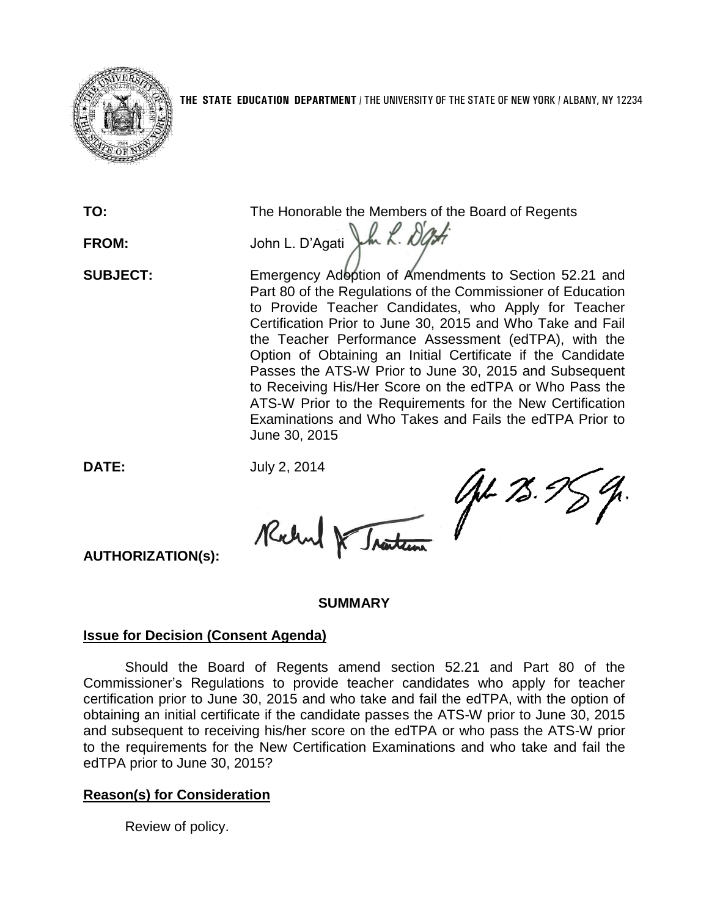**THE STATE EDUCATION DEPARTMENT** / THE UNIVERSITY OF THE STATE OF NEW YORK / ALBANY, NY 12234

**TO:** The Honorable the Members of the Board of Regents

**FROM:** John L. D'Agati

**SUBJECT:** Emergency Adoption of Amendments to Section 52.21 and Part 80 of the Regulations of the Commissioner of Education to Provide Teacher Candidates, who Apply for Teacher Certification Prior to June 30, 2015 and Who Take and Fail the Teacher Performance Assessment (edTPA), with the Option of Obtaining an Initial Certificate if the Candidate Passes the ATS-W Prior to June 30, 2015 and Subsequent to Receiving His/Her Score on the edTPA or Who Pass the ATS-W Prior to the Requirements for the New Certification Examinations and Who Takes and Fails the edTPA Prior to June 30, 2015

**DATE:** July 2, 2014

**AUTHORIZATION(s):**

## SUMMARY

### Issue for Decision (Consent Agenda)

Should the Board of Regents amend section 52.21 and Part 80 of the Commissioner's Regulations to provide teacher candidates who apply for teacher certification prior to June 30, 2015 and who take and fail the edTPA, with the option of obtaining an initial certificate if the candidate passes the ATS-W prior to June 30, 2015 and subsequent to receiving his/her score on the edTPA or who pass the ATS-W prior to the requirements for the New Certification Examinations and who take and fail the edTPA prior to June 30, 2015?

### Reason(s) for Consideration

Review of policy.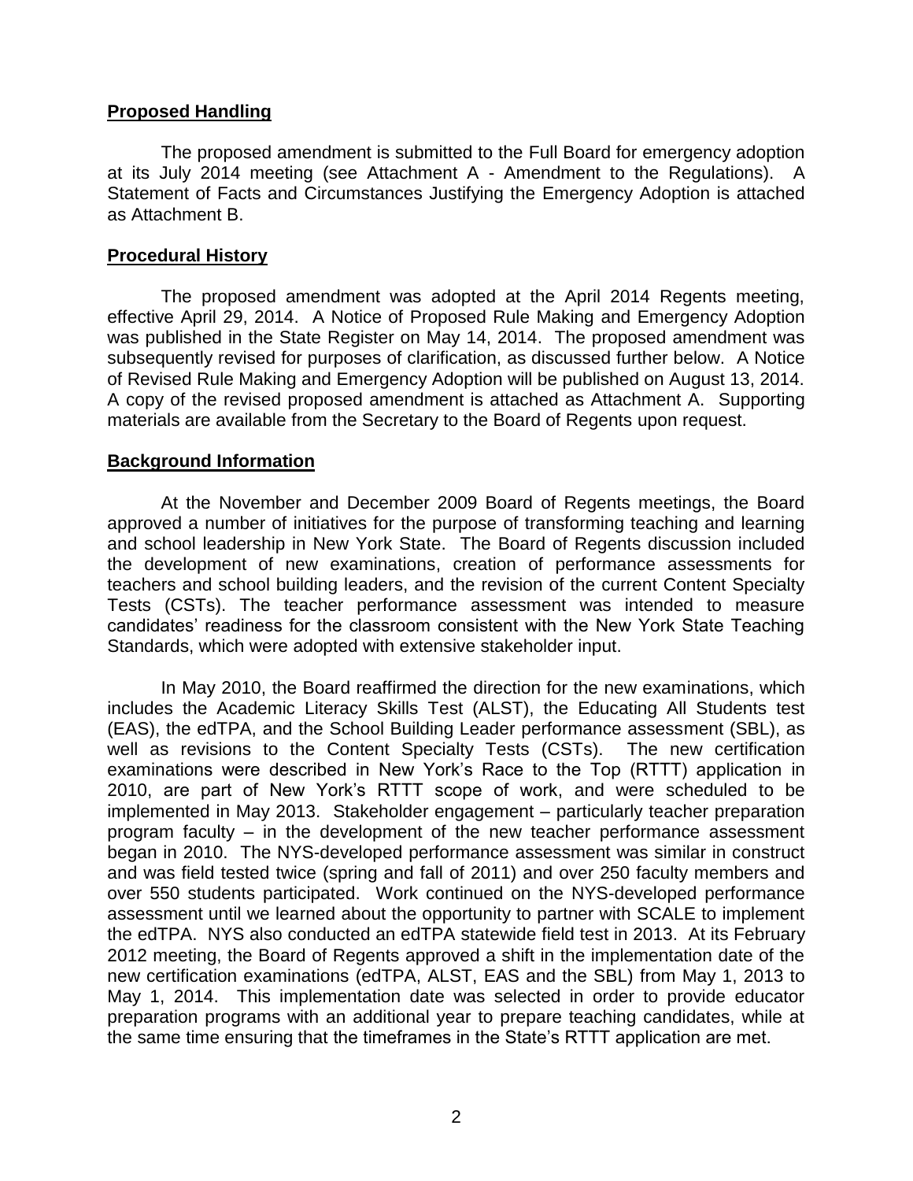## **Proposed Handling**

The proposed amendment is submitted to the Full Board for emergency adoption at its July 2014 meeting (see Attachment A - Amendment to the Regulations). A Statement of Facts and Circumstances Justifying the Emergency Adoption is attached as Attachment B.

## **Procedural History**

The proposed amendment was adopted at the April 2014 Regents meeting, effective April 29, 2014. A Notice of Proposed Rule Making and Emergency Adoption was published in the State Register on May 14, 2014. The proposed amendment was subsequently revised for purposes of clarification, as discussed further below. A Notice of Revised Rule Making and Emergency Adoption will be published on August 13, 2014. A copy of the revised proposed amendment is attached as Attachment A. Supporting materials are available from the Secretary to the Board of Regents upon request.

## **Background Information**

At the November and December 2009 Board of Regents meetings, the Board approved a number of initiatives for the purpose of transforming teaching and learning and school leadership in New York State. The Board of Regents discussion included the development of new examinations, creation of performance assessments for teachers and school building leaders, and the revision of the current Content Specialty Tests (CSTs). The teacher performance assessment was intended to measure candidates' readiness for the classroom consistent with the New York State Teaching Standards, which were adopted with extensive stakeholder input.

In May 2010, the Board reaffirmed the direction for the new examinations, which includes the Academic Literacy Skills Test (ALST), the Educating All Students test (EAS), the edTPA, and the School Building Leader performance assessment (SBL), as well as revisions to the Content Specialty Tests (CSTs). The new certification examinations were described in New York's Race to the Top (RTTT) application in 2010, are part of New York's RTTT scope of work, and were scheduled to be implemented in May 2013. Stakeholder engagement – particularly teacher preparation program faculty – in the development of the new teacher performance assessment began in 2010. The NYS-developed performance assessment was similar in construct and was field tested twice (spring and fall of 2011) and over 250 faculty members and over 550 students participated. Work continued on the NYS-developed performance assessment until we learned about the opportunity to partner with SCALE to implement the edTPA. NYS also conducted an edTPA statewide field test in 2013. At its February 2012 meeting, the Board of Regents approved a shift in the implementation date of the new certification examinations (edTPA, ALST, EAS and the SBL) from May 1, 2013 to May 1, 2014. This implementation date was selected in order to provide educator preparation programs with an additional year to prepare teaching candidates, while at the same time ensuring that the timeframes in the State's RTTT application are met.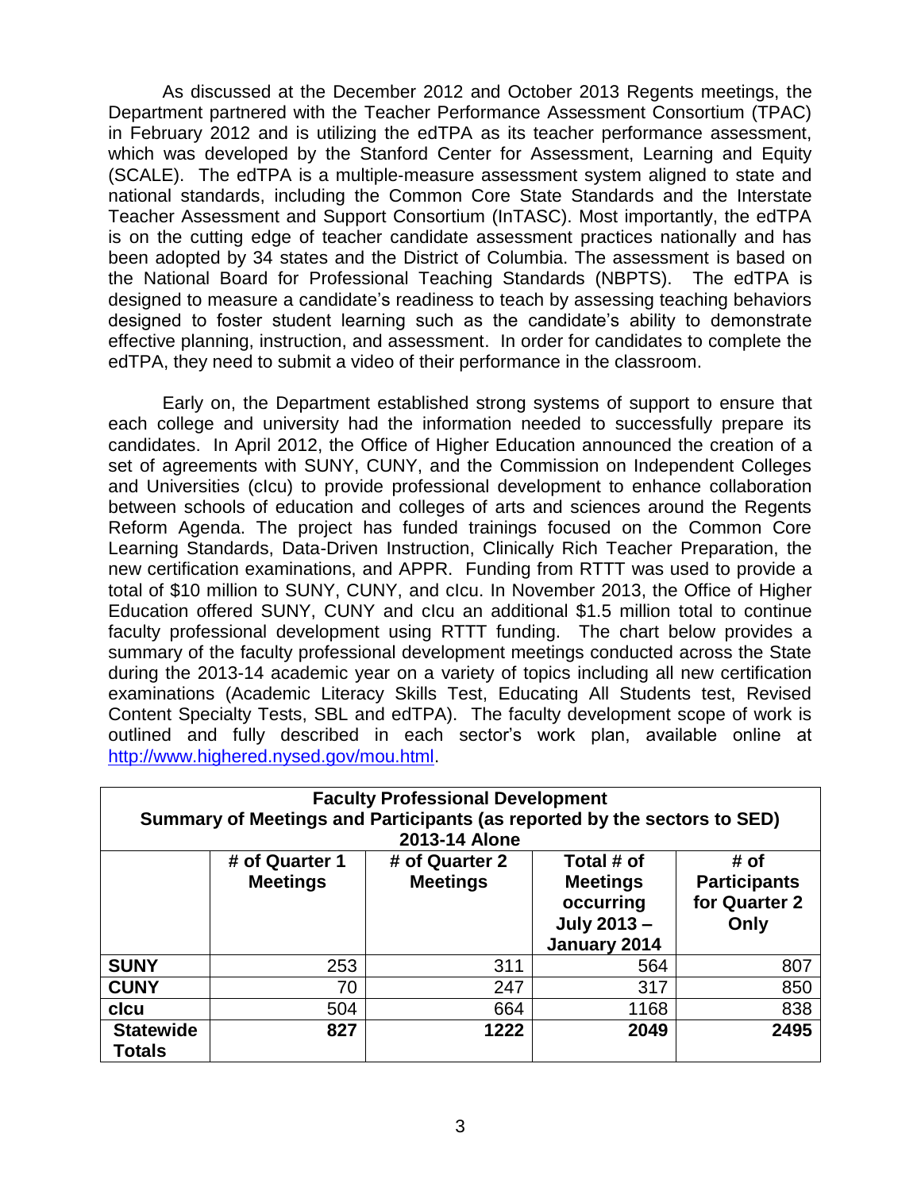As discussed at the December 2012 and October 2013 Regents meetings, the Department partnered with the Teacher Performance Assessment Consortium (TPAC) in February 2012 and is utilizing the edTPA as its teacher performance assessment, which was developed by the Stanford Center for Assessment, Learning and Equity (SCALE). The edTPA is a multiple-measure assessment system aligned to state and national standards, including the Common Core State Standards and the Interstate Teacher Assessment and Support Consortium (InTASC). Most importantly, the edTPA is on the cutting edge of teacher candidate assessment practices nationally and has been adopted by 34 states and the District of Columbia. The assessment is based on the National Board for Professional Teaching Standards (NBPTS). The edTPA is designed to measure a candidate's readiness to teach by assessing teaching behaviors designed to foster student learning such as the candidate's ability to demonstrate effective planning, instruction, and assessment. In order for candidates to complete the edTPA, they need to submit a video of their performance in the classroom.

Early on, the Department established strong systems of support to ensure that each college and university had the information needed to successfully prepare its candidates. In April 2012, the Office of Higher Education announced the creation of a set of agreements with SUNY, CUNY, and the Commission on Independent Colleges and Universities (cIcu) to provide professional development to enhance collaboration between schools of education and colleges of arts and sciences around the Regents Reform Agenda. The project has funded trainings focused on the Common Core Learning Standards, Data-Driven Instruction, Clinically Rich Teacher Preparation, the new certification examinations, and APPR. Funding from RTTT was used to provide a total of $10 million to SUNY, CUNY, and cIcu. In November 2013, the Office of Higher Education offered SUNY, CUNY and cIcu an additional $1.5 million total to continue faculty professional development using RTTT funding. The chart below provides a summary of the faculty professional development meetings conducted across the State during the 2013-14 academic year on a variety of topics including all new certification examinations (Academic Literacy Skills Test, Educating All Students test, Revised Content Specialty Tests, SBL and edTPA). The faculty development scope of work is outlined and fully described in each sector's work plan, available online at http://www.highered.nysed.gov/mou.html.

**Faculty Professional Development**
**Summary of Meetings and Participants (as reported by the sectors to SED)**
**2013-14 Alone**

| | # of Quarter 1 Meetings | # of Quarter 2 Meetings | Total # of Meetings occurring July 2013 – January 2014 | # of Participants for Quarter 2 Only |
|---|---|---|---|---|
| **SUNY** | 253 | 311 | 564 | 807 |
| **CUNY** | 70 | 247 | 317 | 850 |
| **cIcu** | 504 | 664 | 1168 | 838 |
| **Statewide Totals** | **827** | **1222** | **2049** | **2495** |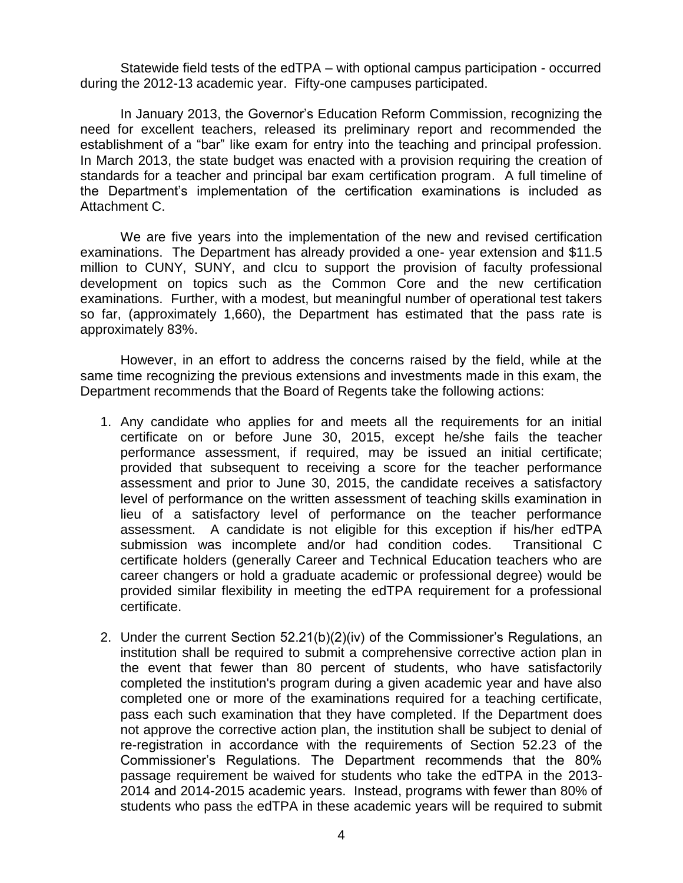Statewide field tests of the edTPA – with optional campus participation - occurred during the 2012-13 academic year. Fifty-one campuses participated.

In January 2013, the Governor's Education Reform Commission, recognizing the need for excellent teachers, released its preliminary report and recommended the establishment of a "bar" like exam for entry into the teaching and principal profession. In March 2013, the state budget was enacted with a provision requiring the creation of standards for a teacher and principal bar exam certification program. A full timeline of the Department's implementation of the certification examinations is included as Attachment C.

We are five years into the implementation of the new and revised certification examinations. The Department has already provided a one- year extension and $11.5 million to CUNY, SUNY, and cIcu to support the provision of faculty professional development on topics such as the Common Core and the new certification examinations. Further, with a modest, but meaningful number of operational test takers so far, (approximately 1,660), the Department has estimated that the pass rate is approximately 83%.

However, in an effort to address the concerns raised by the field, while at the same time recognizing the previous extensions and investments made in this exam, the Department recommends that the Board of Regents take the following actions:

1. Any candidate who applies for and meets all the requirements for an initial certificate on or before June 30, 2015, except he/she fails the teacher performance assessment, if required, may be issued an initial certificate; provided that subsequent to receiving a score for the teacher performance assessment and prior to June 30, 2015, the candidate receives a satisfactory level of performance on the written assessment of teaching skills examination in lieu of a satisfactory level of performance on the teacher performance assessment. A candidate is not eligible for this exception if his/her edTPA submission was incomplete and/or had condition codes. Transitional C certificate holders (generally Career and Technical Education teachers who are career changers or hold a graduate academic or professional degree) would be provided similar flexibility in meeting the edTPA requirement for a professional certificate.

2. Under the current Section 52.21(b)(2)(iv) of the Commissioner's Regulations, an institution shall be required to submit a comprehensive corrective action plan in the event that fewer than 80 percent of students, who have satisfactorily completed the institution's program during a given academic year and have also completed one or more of the examinations required for a teaching certificate, pass each such examination that they have completed. If the Department does not approve the corrective action plan, the institution shall be subject to denial of re-registration in accordance with the requirements of Section 52.23 of the Commissioner's Regulations. The Department recommends that the 80% passage requirement be waived for students who take the edTPA in the 2013-2014 and 2014-2015 academic years. Instead, programs with fewer than 80% of students who pass the edTPA in these academic years will be required to submit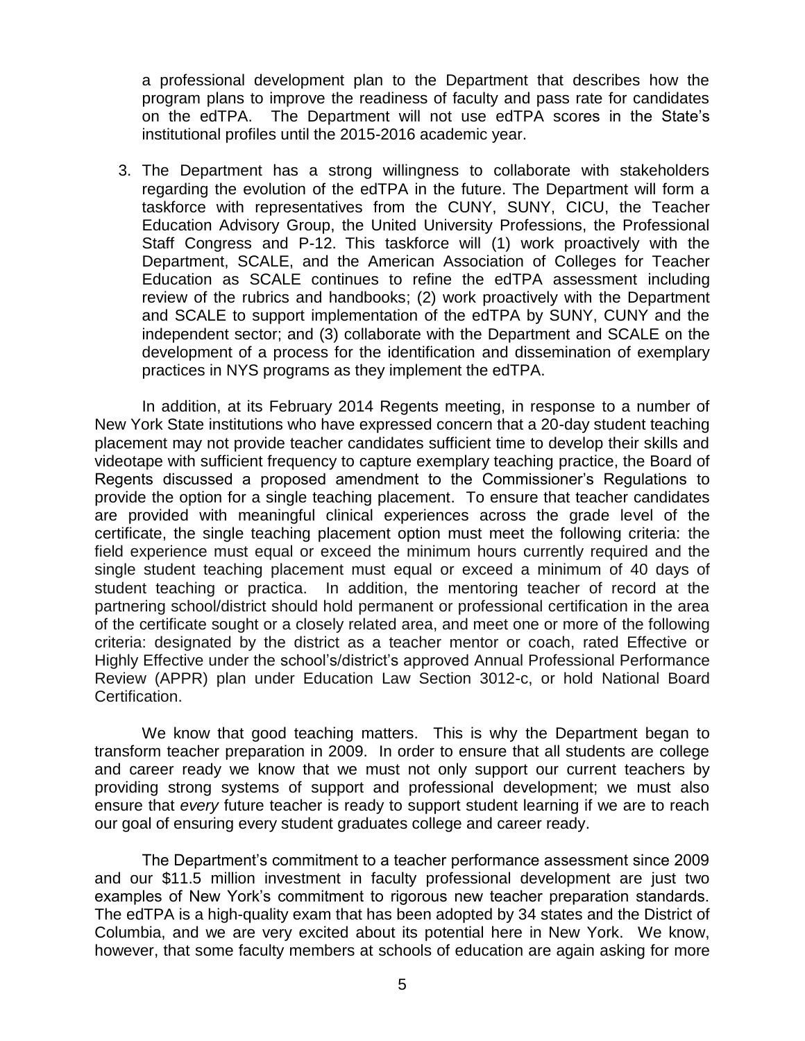a professional development plan to the Department that describes how the program plans to improve the readiness of faculty and pass rate for candidates on the edTPA. The Department will not use edTPA scores in the State's institutional profiles until the 2015-2016 academic year.

3. The Department has a strong willingness to collaborate with stakeholders regarding the evolution of the edTPA in the future. The Department will form a taskforce with representatives from the CUNY, SUNY, CICU, the Teacher Education Advisory Group, the United University Professions, the Professional Staff Congress and P-12. This taskforce will (1) work proactively with the Department, SCALE, and the American Association of Colleges for Teacher Education as SCALE continues to refine the edTPA assessment including review of the rubrics and handbooks; (2) work proactively with the Department and SCALE to support implementation of the edTPA by SUNY, CUNY and the independent sector; and (3) collaborate with the Department and SCALE on the development of a process for the identification and dissemination of exemplary practices in NYS programs as they implement the edTPA.

In addition, at its February 2014 Regents meeting, in response to a number of New York State institutions who have expressed concern that a 20-day student teaching placement may not provide teacher candidates sufficient time to develop their skills and videotape with sufficient frequency to capture exemplary teaching practice, the Board of Regents discussed a proposed amendment to the Commissioner's Regulations to provide the option for a single teaching placement. To ensure that teacher candidates are provided with meaningful clinical experiences across the grade level of the certificate, the single teaching placement option must meet the following criteria: the field experience must equal or exceed the minimum hours currently required and the single student teaching placement must equal or exceed a minimum of 40 days of student teaching or practica. In addition, the mentoring teacher of record at the partnering school/district should hold permanent or professional certification in the area of the certificate sought or a closely related area, and meet one or more of the following criteria: designated by the district as a teacher mentor or coach, rated Effective or Highly Effective under the school's/district's approved Annual Professional Performance Review (APPR) plan under Education Law Section 3012-c, or hold National Board Certification.

We know that good teaching matters. This is why the Department began to transform teacher preparation in 2009. In order to ensure that all students are college and career ready we know that we must not only support our current teachers by providing strong systems of support and professional development; we must also ensure that *every* future teacher is ready to support student learning if we are to reach our goal of ensuring every student graduates college and career ready.

The Department's commitment to a teacher performance assessment since 2009 and our $11.5 million investment in faculty professional development are just two examples of New York's commitment to rigorous new teacher preparation standards. The edTPA is a high-quality exam that has been adopted by 34 states and the District of Columbia, and we are very excited about its potential here in New York. We know, however, that some faculty members at schools of education are again asking for more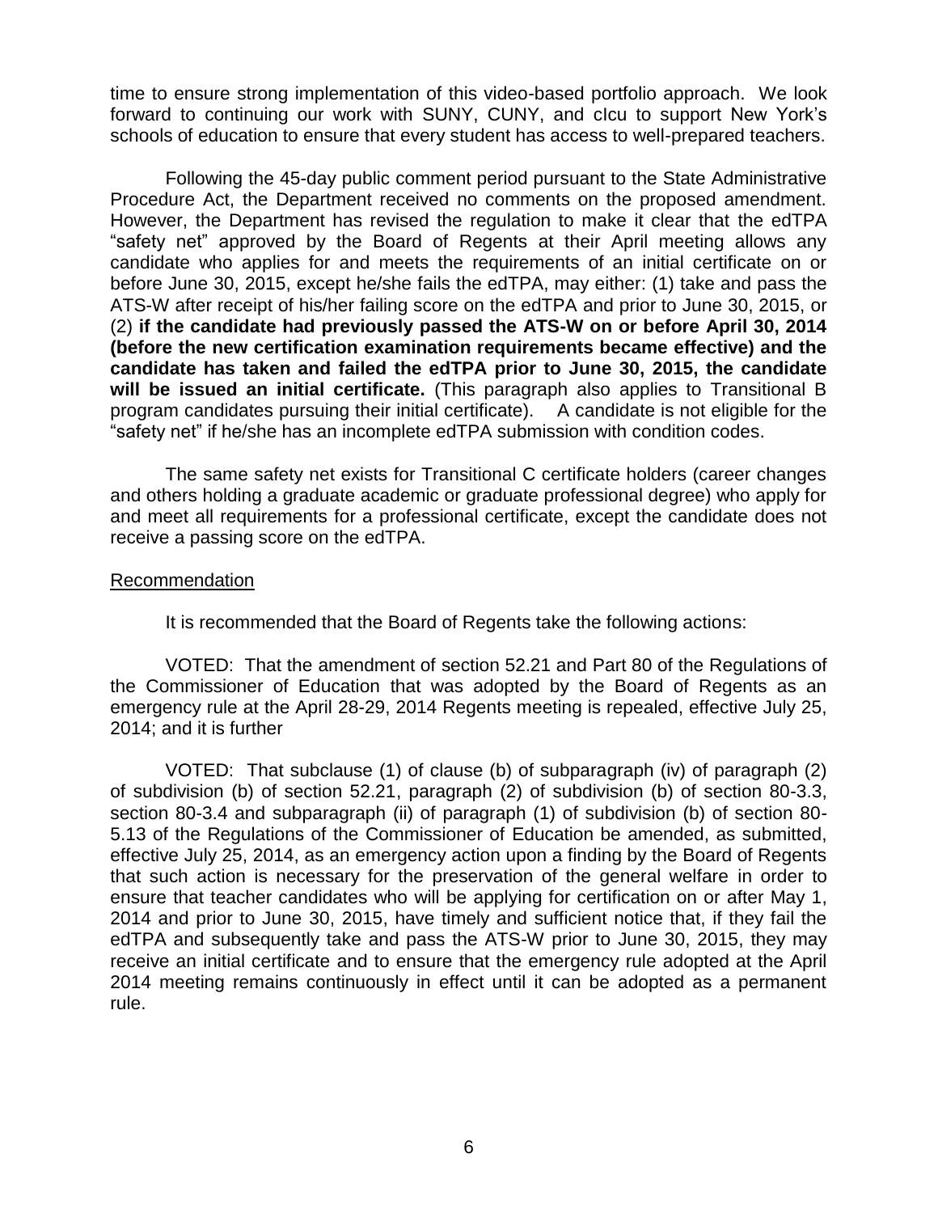time to ensure strong implementation of this video-based portfolio approach. We look forward to continuing our work with SUNY, CUNY, and cIcu to support New York's schools of education to ensure that every student has access to well-prepared teachers.

Following the 45-day public comment period pursuant to the State Administrative Procedure Act, the Department received no comments on the proposed amendment. However, the Department has revised the regulation to make it clear that the edTPA "safety net" approved by the Board of Regents at their April meeting allows any candidate who applies for and meets the requirements of an initial certificate on or before June 30, 2015, except he/she fails the edTPA, may either: (1) take and pass the ATS-W after receipt of his/her failing score on the edTPA and prior to June 30, 2015, or (2) **if the candidate had previously passed the ATS-W on or before April 30, 2014 (before the new certification examination requirements became effective) and the candidate has taken and failed the edTPA prior to June 30, 2015, the candidate will be issued an initial certificate.** (This paragraph also applies to Transitional B program candidates pursuing their initial certificate). A candidate is not eligible for the "safety net" if he/she has an incomplete edTPA submission with condition codes.

The same safety net exists for Transitional C certificate holders (career changes and others holding a graduate academic or graduate professional degree) who apply for and meet all requirements for a professional certificate, except the candidate does not receive a passing score on the edTPA.

## Recommendation

It is recommended that the Board of Regents take the following actions:

VOTED: That the amendment of section 52.21 and Part 80 of the Regulations of the Commissioner of Education that was adopted by the Board of Regents as an emergency rule at the April 28-29, 2014 Regents meeting is repealed, effective July 25, 2014; and it is further

VOTED: That subclause (1) of clause (b) of subparagraph (iv) of paragraph (2) of subdivision (b) of section 52.21, paragraph (2) of subdivision (b) of section 80-3.3, section 80-3.4 and subparagraph (ii) of paragraph (1) of subdivision (b) of section 80-5.13 of the Regulations of the Commissioner of Education be amended, as submitted, effective July 25, 2014, as an emergency action upon a finding by the Board of Regents that such action is necessary for the preservation of the general welfare in order to ensure that teacher candidates who will be applying for certification on or after May 1, 2014 and prior to June 30, 2015, have timely and sufficient notice that, if they fail the edTPA and subsequently take and pass the ATS-W prior to June 30, 2015, they may receive an initial certificate and to ensure that the emergency rule adopted at the April 2014 meeting remains continuously in effect until it can be adopted as a permanent rule.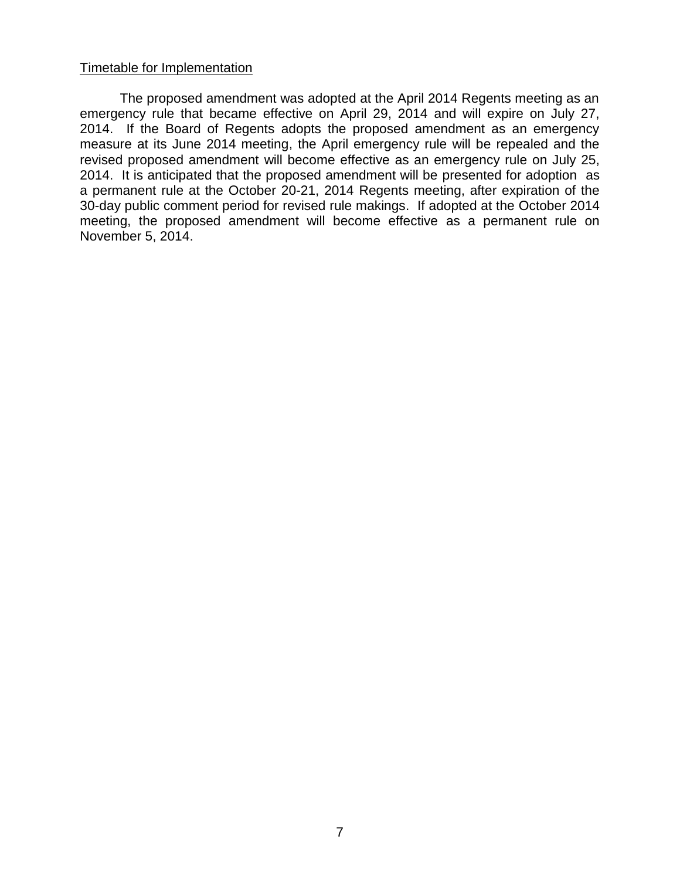<u>Timetable for Implementation</u>

The proposed amendment was adopted at the April 2014 Regents meeting as an emergency rule that became effective on April 29, 2014 and will expire on July 27, 2014. If the Board of Regents adopts the proposed amendment as an emergency measure at its June 2014 meeting, the April emergency rule will be repealed and the revised proposed amendment will become effective as an emergency rule on July 25, 2014. It is anticipated that the proposed amendment will be presented for adoption as a permanent rule at the October 20-21, 2014 Regents meeting, after expiration of the 30-day public comment period for revised rule makings. If adopted at the October 2014 meeting, the proposed amendment will become effective as a permanent rule on November 5, 2014.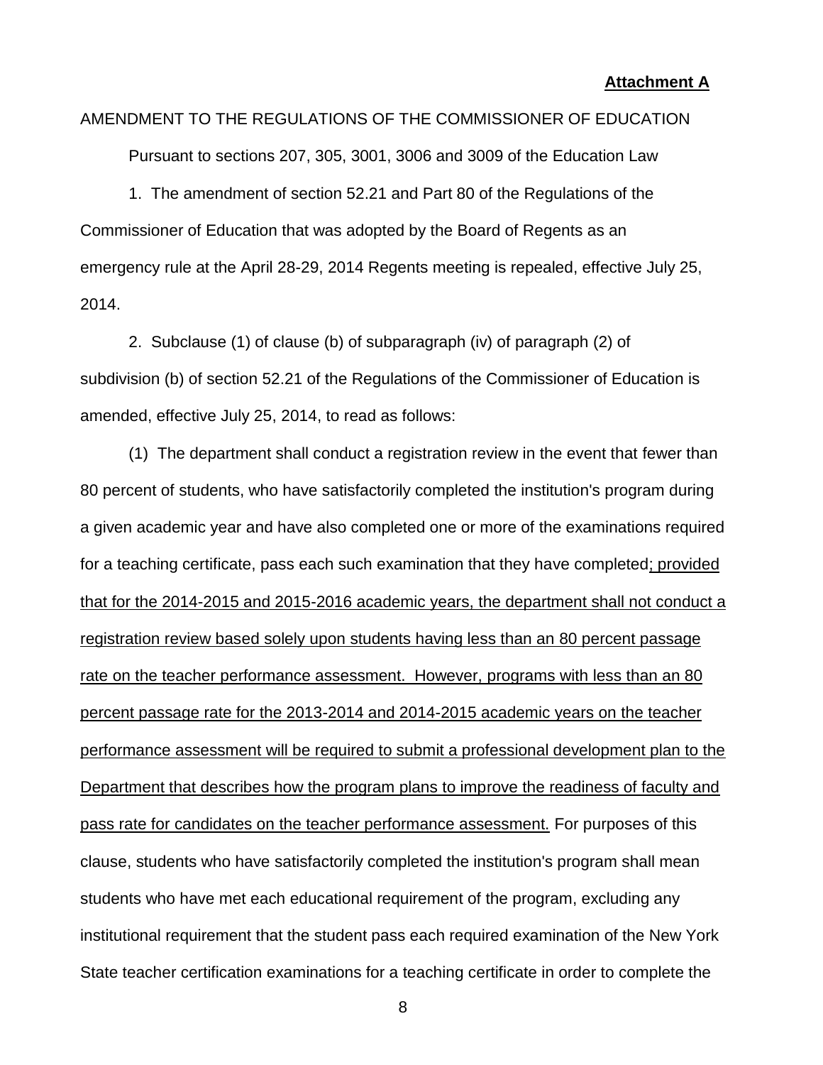**Attachment A**

AMENDMENT TO THE REGULATIONS OF THE COMMISSIONER OF EDUCATION

Pursuant to sections 207, 305, 3001, 3006 and 3009 of the Education Law

1. The amendment of section 52.21 and Part 80 of the Regulations of the Commissioner of Education that was adopted by the Board of Regents as an emergency rule at the April 28-29, 2014 Regents meeting is repealed, effective July 25, 2014.

2. Subclause (1) of clause (b) of subparagraph (iv) of paragraph (2) of subdivision (b) of section 52.21 of the Regulations of the Commissioner of Education is amended, effective July 25, 2014, to read as follows:

(1) The department shall conduct a registration review in the event that fewer than 80 percent of students, who have satisfactorily completed the institution's program during a given academic year and have also completed one or more of the examinations required for a teaching certificate, pass each such examination that they have completed<u>; provided that for the 2014-2015 and 2015-2016 academic years, the department shall not conduct a registration review based solely upon students having less than an 80 percent passage rate on the teacher performance assessment. However, programs with less than an 80 percent passage rate for the 2013-2014 and 2014-2015 academic years on the teacher performance assessment will be required to submit a professional development plan to the Department that describes how the program plans to improve the readiness of faculty and pass rate for candidates on the teacher performance assessment.</u> For purposes of this clause, students who have satisfactorily completed the institution's program shall mean students who have met each educational requirement of the program, excluding any institutional requirement that the student pass each required examination of the New York State teacher certification examinations for a teaching certificate in order to complete the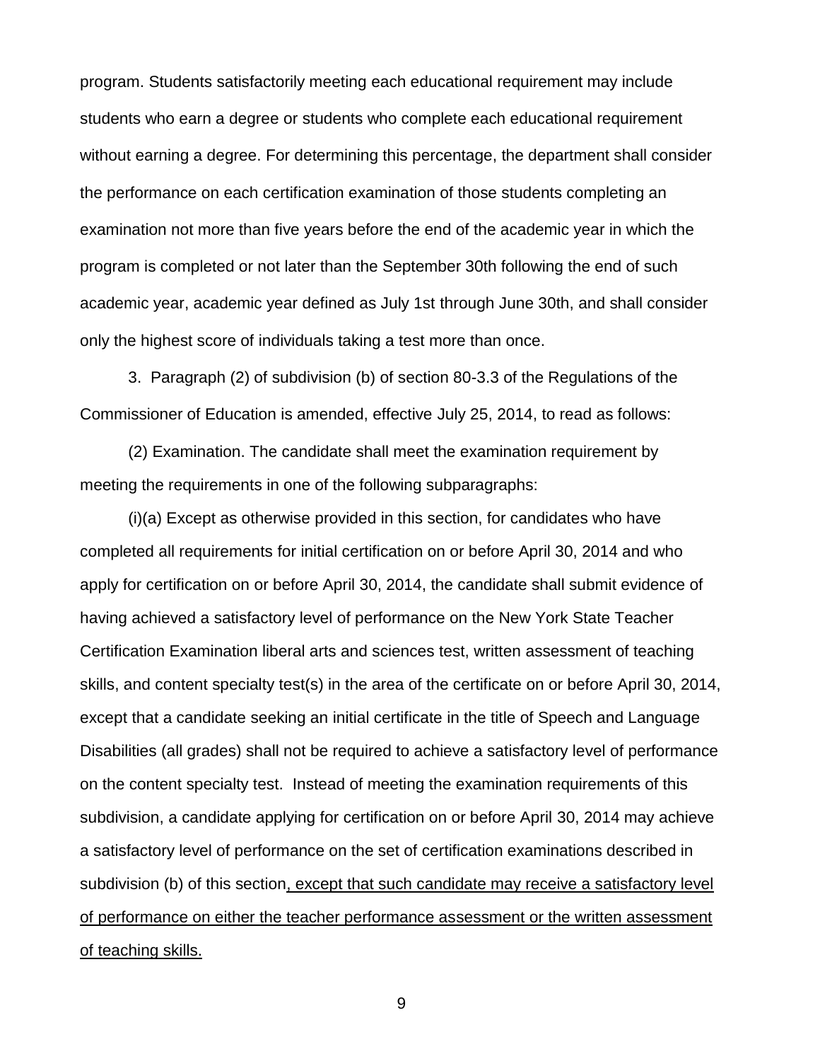program. Students satisfactorily meeting each educational requirement may include students who earn a degree or students who complete each educational requirement without earning a degree. For determining this percentage, the department shall consider the performance on each certification examination of those students completing an examination not more than five years before the end of the academic year in which the program is completed or not later than the September 30th following the end of such academic year, academic year defined as July 1st through June 30th, and shall consider only the highest score of individuals taking a test more than once.

3. Paragraph (2) of subdivision (b) of section 80-3.3 of the Regulations of the Commissioner of Education is amended, effective July 25, 2014, to read as follows:

(2) Examination. The candidate shall meet the examination requirement by meeting the requirements in one of the following subparagraphs:

(i)(a) Except as otherwise provided in this section, for candidates who have completed all requirements for initial certification on or before April 30, 2014 and who apply for certification on or before April 30, 2014, the candidate shall submit evidence of having achieved a satisfactory level of performance on the New York State Teacher Certification Examination liberal arts and sciences test, written assessment of teaching skills, and content specialty test(s) in the area of the certificate on or before April 30, 2014, except that a candidate seeking an initial certificate in the title of Speech and Language Disabilities (all grades) shall not be required to achieve a satisfactory level of performance on the content specialty test. Instead of meeting the examination requirements of this subdivision, a candidate applying for certification on or before April 30, 2014 may achieve a satisfactory level of performance on the set of certification examinations described in subdivision (b) of this section<u>, except that such candidate may receive a satisfactory level of performance on either the teacher performance assessment or the written assessment of teaching skills.</u>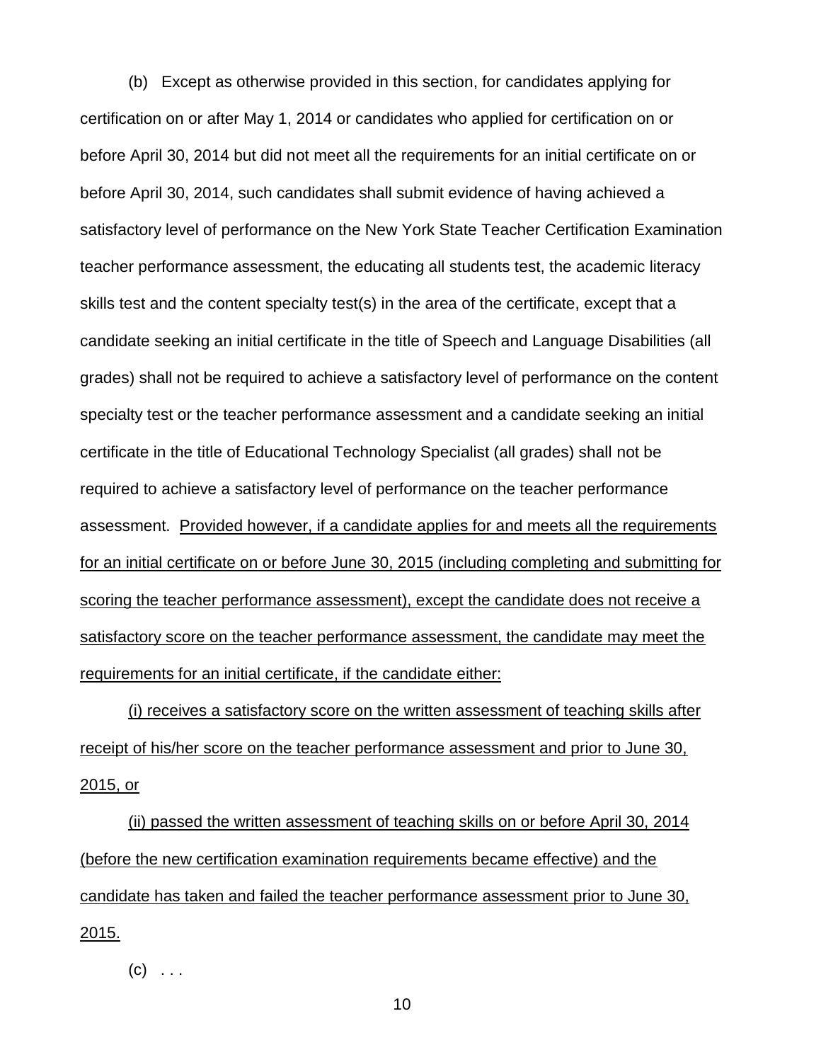(b) Except as otherwise provided in this section, for candidates applying for certification on or after May 1, 2014 or candidates who applied for certification on or before April 30, 2014 but did not meet all the requirements for an initial certificate on or before April 30, 2014, such candidates shall submit evidence of having achieved a satisfactory level of performance on the New York State Teacher Certification Examination teacher performance assessment, the educating all students test, the academic literacy skills test and the content specialty test(s) in the area of the certificate, except that a candidate seeking an initial certificate in the title of Speech and Language Disabilities (all grades) shall not be required to achieve a satisfactory level of performance on the content specialty test or the teacher performance assessment and a candidate seeking an initial certificate in the title of Educational Technology Specialist (all grades) shall not be required to achieve a satisfactory level of performance on the teacher performance assessment. <u>Provided however, if a candidate applies for and meets all the requirements for an initial certificate on or before June 30, 2015 (including completing and submitting for scoring the teacher performance assessment), except the candidate does not receive a satisfactory score on the teacher performance assessment, the candidate may meet the requirements for an initial certificate, if the candidate either:</u>

<u>(i) receives a satisfactory score on the written assessment of teaching skills after receipt of his/her score on the teacher performance assessment and prior to June 30, 2015, or</u>

<u>(ii) passed the written assessment of teaching skills on or before April 30, 2014 (before the new certification examination requirements became effective) and the candidate has taken and failed the teacher performance assessment prior to June 30, 2015.</u>

(c) . . .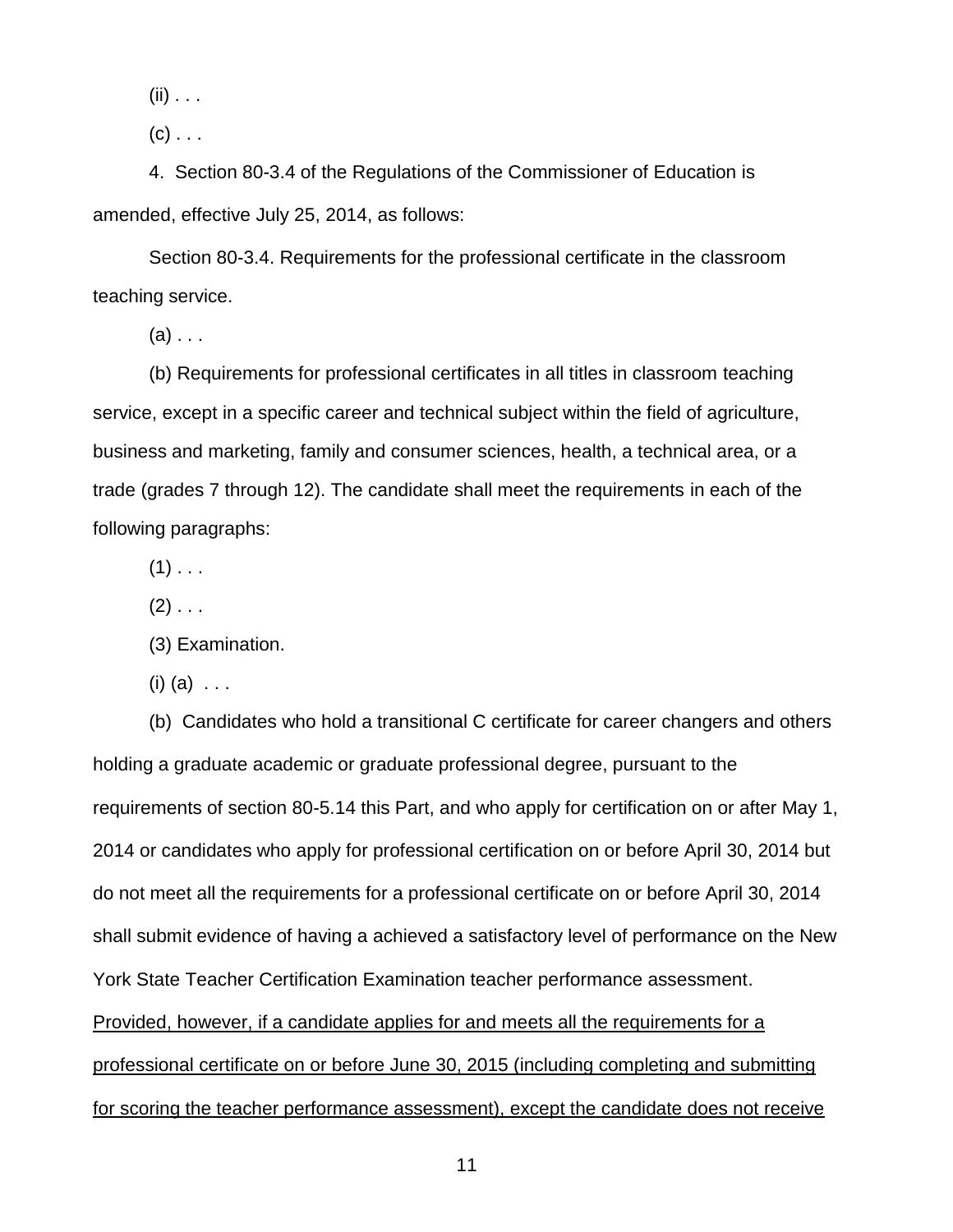(ii) . . .

(c) . . .

4. Section 80-3.4 of the Regulations of the Commissioner of Education is amended, effective July 25, 2014, as follows:

Section 80-3.4. Requirements for the professional certificate in the classroom teaching service.

(a) . . .

(b) Requirements for professional certificates in all titles in classroom teaching service, except in a specific career and technical subject within the field of agriculture, business and marketing, family and consumer sciences, health, a technical area, or a trade (grades 7 through 12). The candidate shall meet the requirements in each of the following paragraphs:

(1) . . .

(2) . . .

(3) Examination.

(i) (a) . . .

(b) Candidates who hold a transitional C certificate for career changers and others holding a graduate academic or graduate professional degree, pursuant to the requirements of section 80-5.14 this Part, and who apply for certification on or after May 1, 2014 or candidates who apply for professional certification on or before April 30, 2014 but do not meet all the requirements for a professional certificate on or before April 30, 2014 shall submit evidence of having a achieved a satisfactory level of performance on the New York State Teacher Certification Examination teacher performance assessment. <u>Provided, however, if a candidate applies for and meets all the requirements for a professional certificate on or before June 30, 2015 (including completing and submitting for scoring the teacher performance assessment), except the candidate does not receive</u>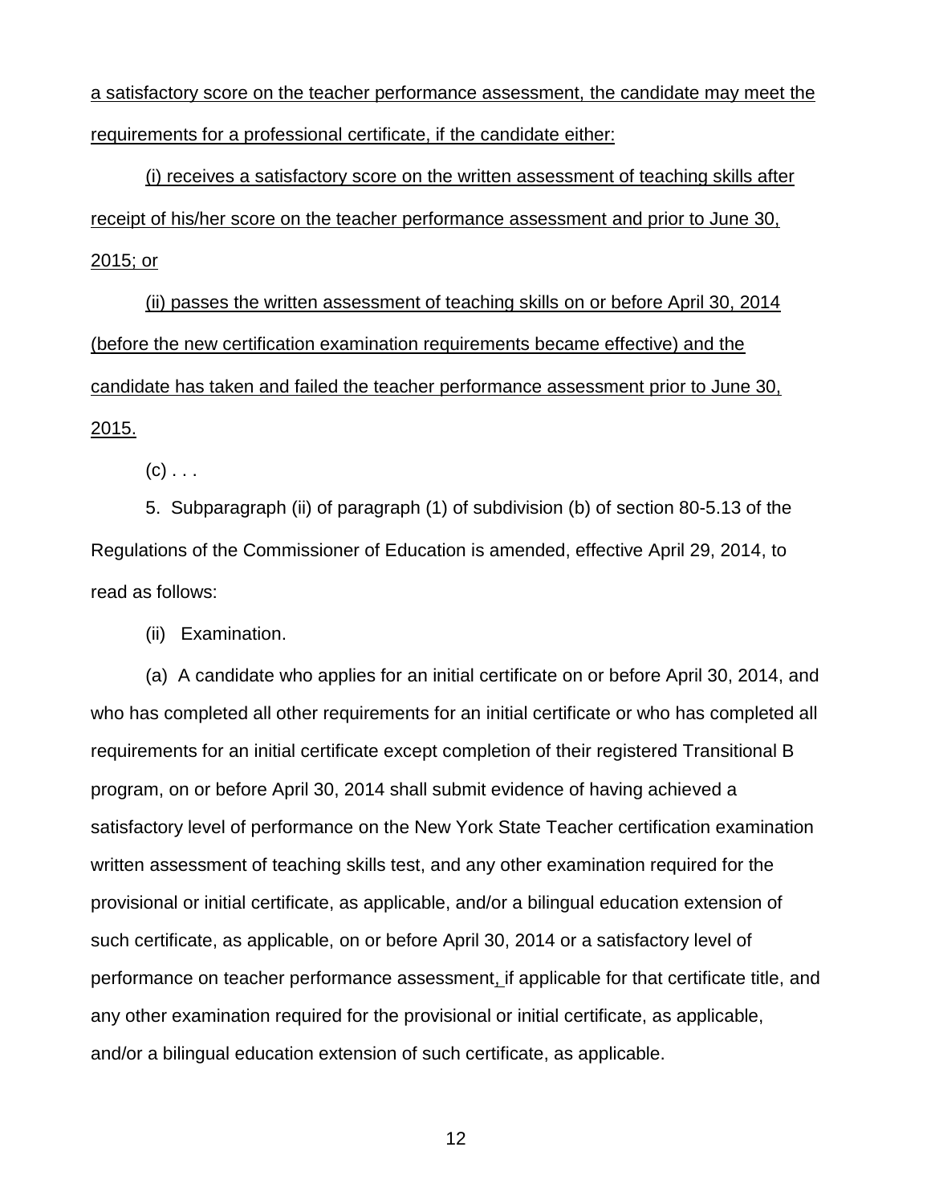a satisfactory score on the teacher performance assessment, the candidate may meet the requirements for a professional certificate, if the candidate either:

(i) receives a satisfactory score on the written assessment of teaching skills after receipt of his/her score on the teacher performance assessment and prior to June 30, 2015; or

(ii) passes the written assessment of teaching skills on or before April 30, 2014 (before the new certification examination requirements became effective) and the candidate has taken and failed the teacher performance assessment prior to June 30, 2015.

(c) . . .

5. Subparagraph (ii) of paragraph (1) of subdivision (b) of section 80-5.13 of the Regulations of the Commissioner of Education is amended, effective April 29, 2014, to read as follows:

(ii) Examination.

(a) A candidate who applies for an initial certificate on or before April 30, 2014, and who has completed all other requirements for an initial certificate or who has completed all requirements for an initial certificate except completion of their registered Transitional B program, on or before April 30, 2014 shall submit evidence of having achieved a satisfactory level of performance on the New York State Teacher certification examination written assessment of teaching skills test, and any other examination required for the provisional or initial certificate, as applicable, and/or a bilingual education extension of such certificate, as applicable, on or before April 30, 2014 or a satisfactory level of performance on teacher performance assessment, if applicable for that certificate title, and any other examination required for the provisional or initial certificate, as applicable, and/or a bilingual education extension of such certificate, as applicable.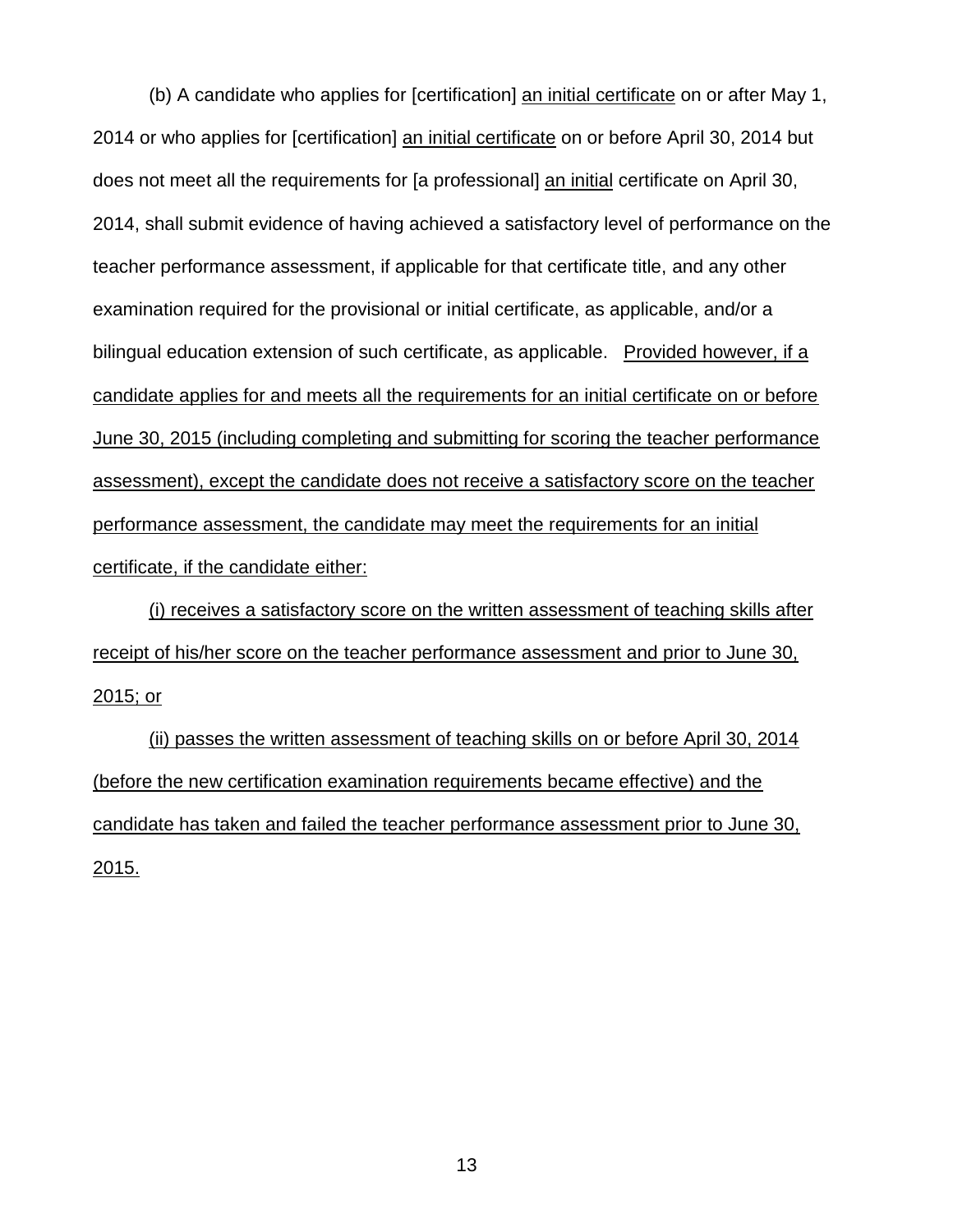(b) A candidate who applies for [certification] an initial certificate on or after May 1, 2014 or who applies for [certification] an initial certificate on or before April 30, 2014 but does not meet all the requirements for [a professional] an initial certificate on April 30, 2014, shall submit evidence of having achieved a satisfactory level of performance on the teacher performance assessment, if applicable for that certificate title, and any other examination required for the provisional or initial certificate, as applicable, and/or a bilingual education extension of such certificate, as applicable. Provided however, if a candidate applies for and meets all the requirements for an initial certificate on or before June 30, 2015 (including completing and submitting for scoring the teacher performance assessment), except the candidate does not receive a satisfactory score on the teacher performance assessment, the candidate may meet the requirements for an initial certificate, if the candidate either:

(i) receives a satisfactory score on the written assessment of teaching skills after receipt of his/her score on the teacher performance assessment and prior to June 30, 2015; or

(ii) passes the written assessment of teaching skills on or before April 30, 2014 (before the new certification examination requirements became effective) and the candidate has taken and failed the teacher performance assessment prior to June 30, 2015.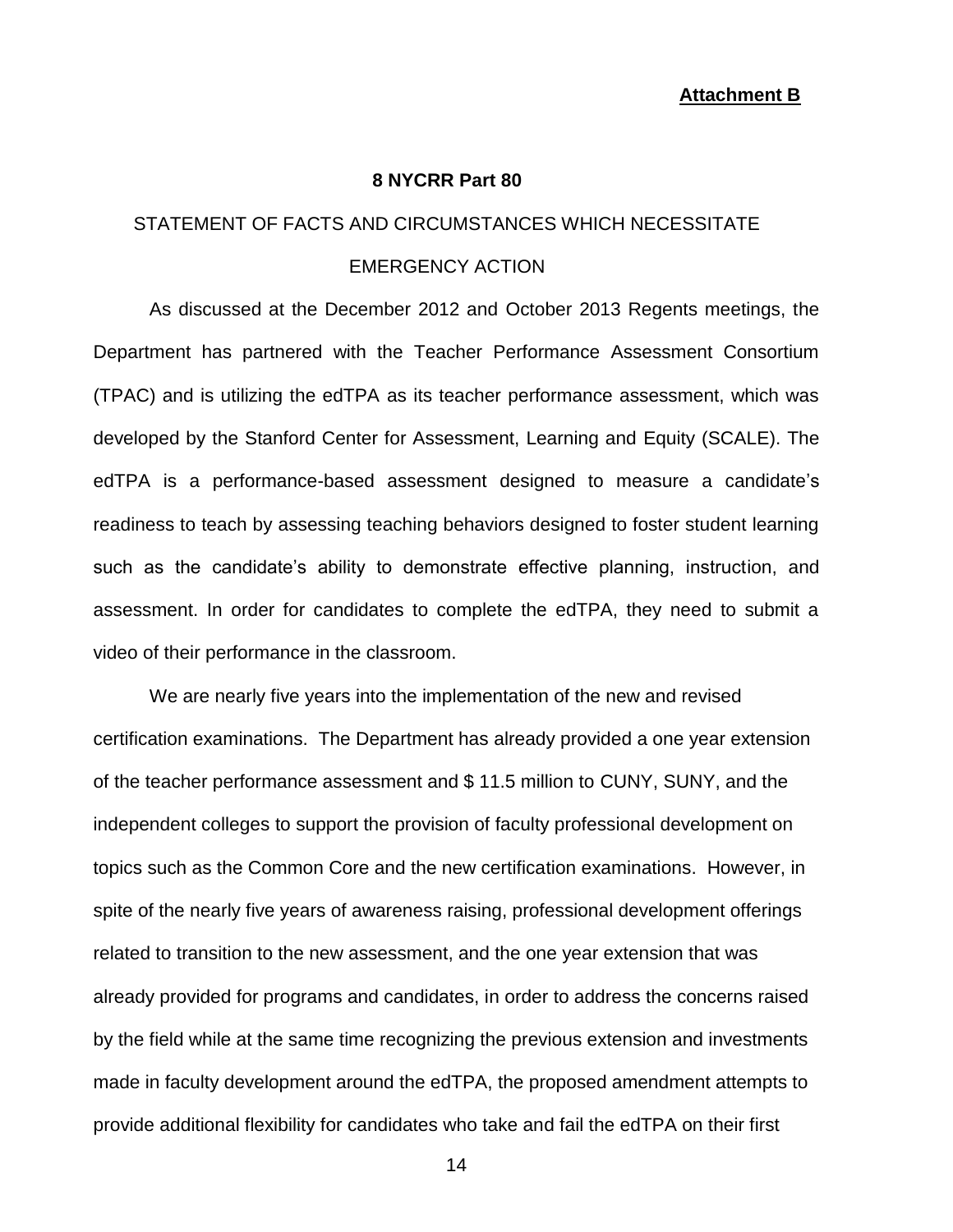**Attachment B**

**8 NYCRR Part 80**

STATEMENT OF FACTS AND CIRCUMSTANCES WHICH NECESSITATE EMERGENCY ACTION

As discussed at the December 2012 and October 2013 Regents meetings, the Department has partnered with the Teacher Performance Assessment Consortium (TPAC) and is utilizing the edTPA as its teacher performance assessment, which was developed by the Stanford Center for Assessment, Learning and Equity (SCALE). The edTPA is a performance-based assessment designed to measure a candidate's readiness to teach by assessing teaching behaviors designed to foster student learning such as the candidate's ability to demonstrate effective planning, instruction, and assessment. In order for candidates to complete the edTPA, they need to submit a video of their performance in the classroom.

We are nearly five years into the implementation of the new and revised certification examinations. The Department has already provided a one year extension of the teacher performance assessment and $ 11.5 million to CUNY, SUNY, and the independent colleges to support the provision of faculty professional development on topics such as the Common Core and the new certification examinations. However, in spite of the nearly five years of awareness raising, professional development offerings related to transition to the new assessment, and the one year extension that was already provided for programs and candidates, in order to address the concerns raised by the field while at the same time recognizing the previous extension and investments made in faculty development around the edTPA, the proposed amendment attempts to provide additional flexibility for candidates who take and fail the edTPA on their first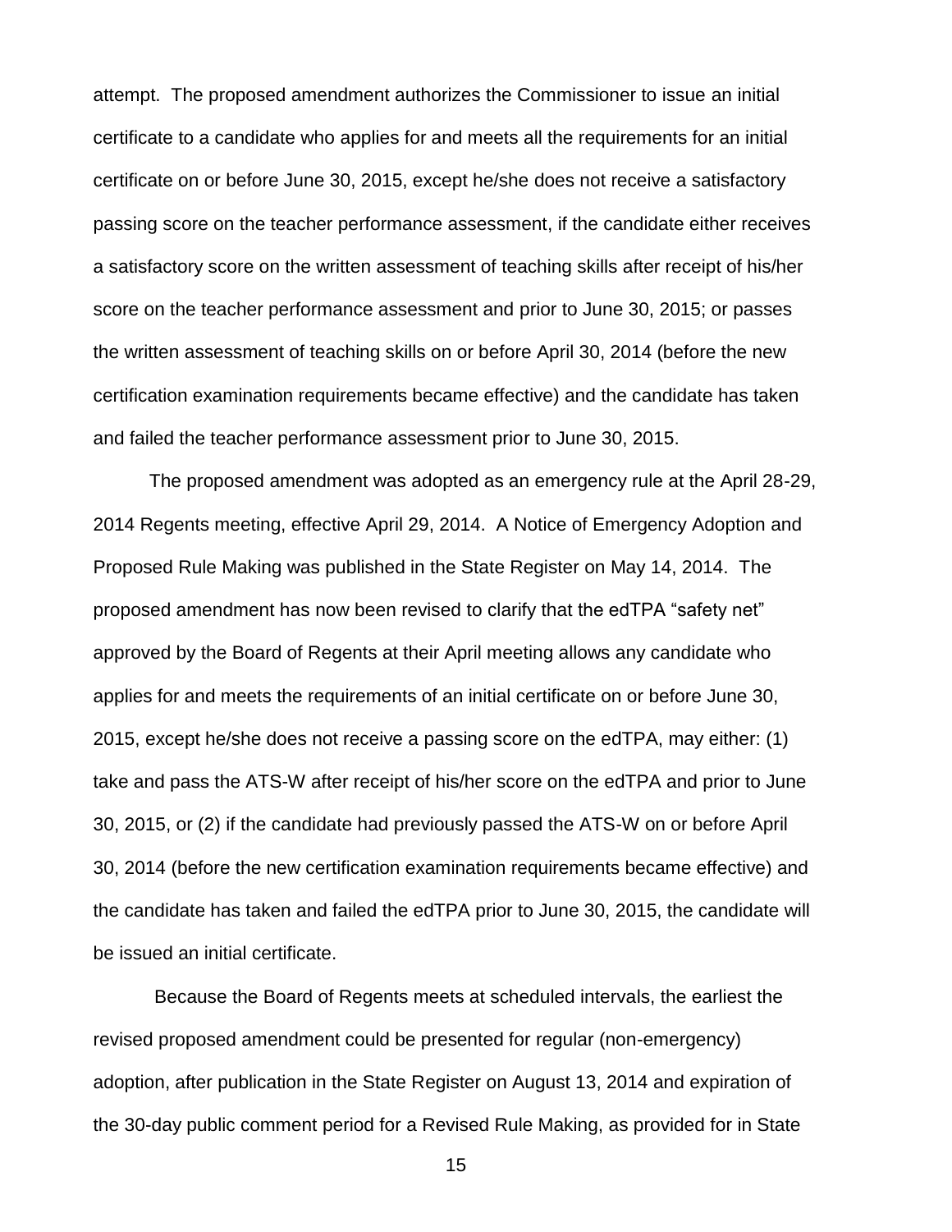attempt. The proposed amendment authorizes the Commissioner to issue an initial certificate to a candidate who applies for and meets all the requirements for an initial certificate on or before June 30, 2015, except he/she does not receive a satisfactory passing score on the teacher performance assessment, if the candidate either receives a satisfactory score on the written assessment of teaching skills after receipt of his/her score on the teacher performance assessment and prior to June 30, 2015; or passes the written assessment of teaching skills on or before April 30, 2014 (before the new certification examination requirements became effective) and the candidate has taken and failed the teacher performance assessment prior to June 30, 2015.

The proposed amendment was adopted as an emergency rule at the April 28-29, 2014 Regents meeting, effective April 29, 2014. A Notice of Emergency Adoption and Proposed Rule Making was published in the State Register on May 14, 2014. The proposed amendment has now been revised to clarify that the edTPA "safety net" approved by the Board of Regents at their April meeting allows any candidate who applies for and meets the requirements of an initial certificate on or before June 30, 2015, except he/she does not receive a passing score on the edTPA, may either: (1) take and pass the ATS-W after receipt of his/her score on the edTPA and prior to June 30, 2015, or (2) if the candidate had previously passed the ATS-W on or before April 30, 2014 (before the new certification examination requirements became effective) and the candidate has taken and failed the edTPA prior to June 30, 2015, the candidate will be issued an initial certificate.

Because the Board of Regents meets at scheduled intervals, the earliest the revised proposed amendment could be presented for regular (non-emergency) adoption, after publication in the State Register on August 13, 2014 and expiration of the 30-day public comment period for a Revised Rule Making, as provided for in State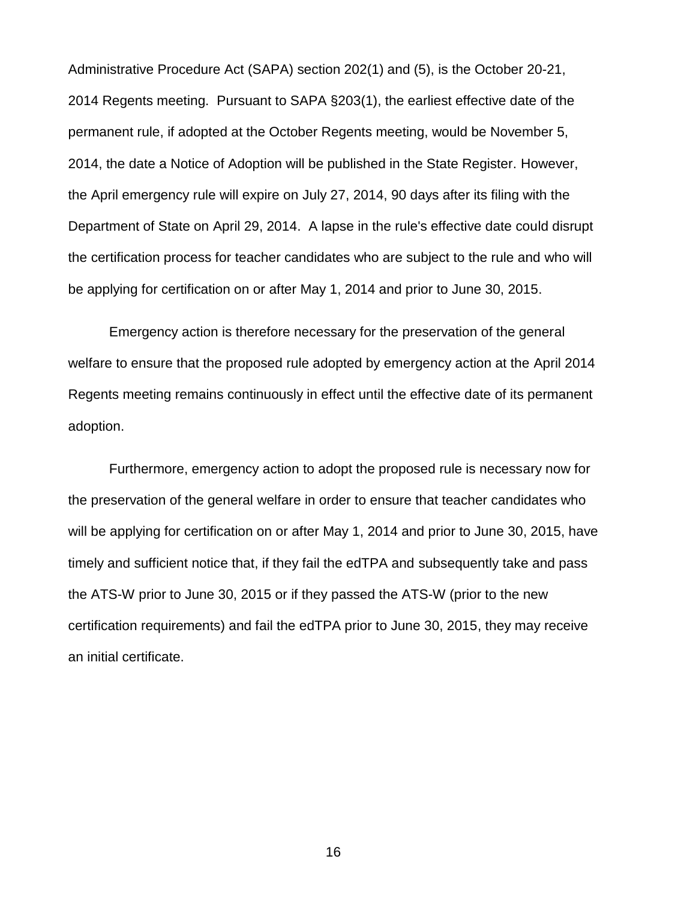Administrative Procedure Act (SAPA) section 202(1) and (5), is the October 20-21, 2014 Regents meeting. Pursuant to SAPA §203(1), the earliest effective date of the permanent rule, if adopted at the October Regents meeting, would be November 5, 2014, the date a Notice of Adoption will be published in the State Register. However, the April emergency rule will expire on July 27, 2014, 90 days after its filing with the Department of State on April 29, 2014. A lapse in the rule's effective date could disrupt the certification process for teacher candidates who are subject to the rule and who will be applying for certification on or after May 1, 2014 and prior to June 30, 2015.

Emergency action is therefore necessary for the preservation of the general welfare to ensure that the proposed rule adopted by emergency action at the April 2014 Regents meeting remains continuously in effect until the effective date of its permanent adoption.

Furthermore, emergency action to adopt the proposed rule is necessary now for the preservation of the general welfare in order to ensure that teacher candidates who will be applying for certification on or after May 1, 2014 and prior to June 30, 2015, have timely and sufficient notice that, if they fail the edTPA and subsequently take and pass the ATS-W prior to June 30, 2015 or if they passed the ATS-W (prior to the new certification requirements) and fail the edTPA prior to June 30, 2015, they may receive an initial certificate.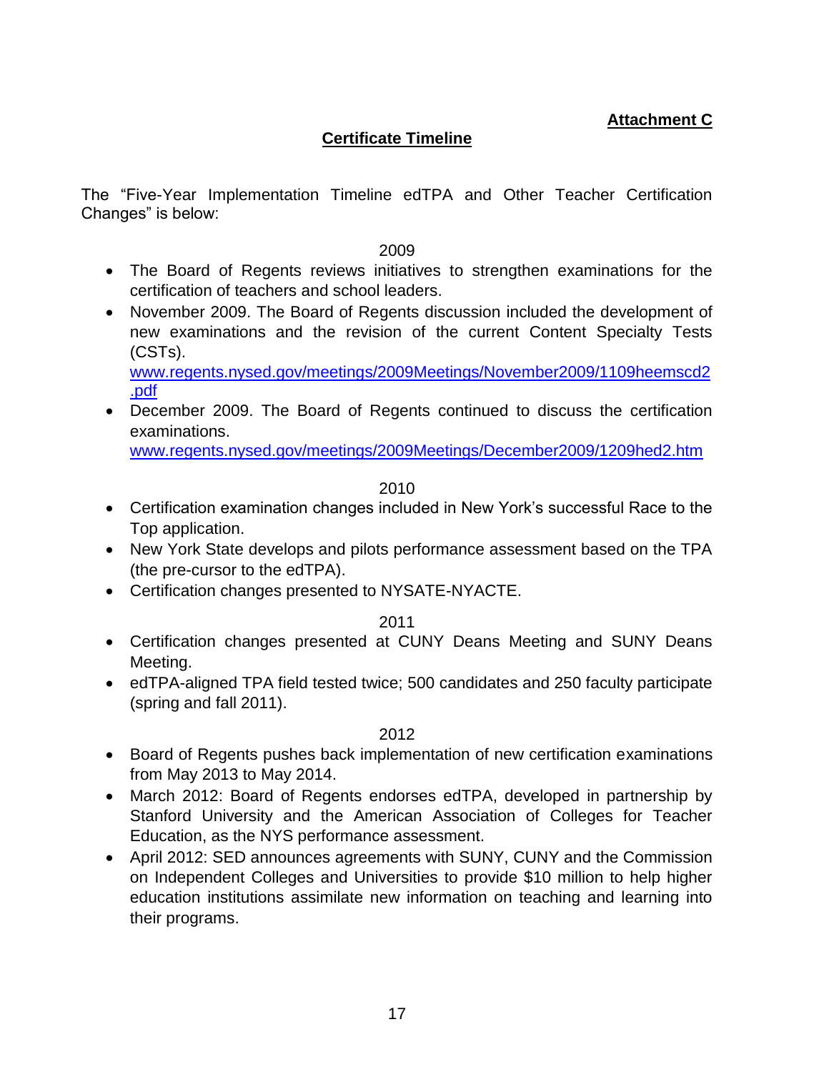**Attachment C**

## Certificate Timeline

The "Five-Year Implementation Timeline edTPA and Other Teacher Certification Changes" is below:

### 2009

- The Board of Regents reviews initiatives to strengthen examinations for the certification of teachers and school leaders.
- November 2009. The Board of Regents discussion included the development of new examinations and the revision of the current Content Specialty Tests (CSTs). www.regents.nysed.gov/meetings/2009Meetings/November2009/1109heemscd2.pdf
- December 2009. The Board of Regents continued to discuss the certification examinations. www.regents.nysed.gov/meetings/2009Meetings/December2009/1209hed2.htm

### 2010

- Certification examination changes included in New York's successful Race to the Top application.
- New York State develops and pilots performance assessment based on the TPA (the pre-cursor to the edTPA).
- Certification changes presented to NYSATE-NYACTE.

### 2011

- Certification changes presented at CUNY Deans Meeting and SUNY Deans Meeting.
- edTPA-aligned TPA field tested twice; 500 candidates and 250 faculty participate (spring and fall 2011).

### 2012

- Board of Regents pushes back implementation of new certification examinations from May 2013 to May 2014.
- March 2012: Board of Regents endorses edTPA, developed in partnership by Stanford University and the American Association of Colleges for Teacher Education, as the NYS performance assessment.
- April 2012: SED announces agreements with SUNY, CUNY and the Commission on Independent Colleges and Universities to provide $10 million to help higher education institutions assimilate new information on teaching and learning into their programs.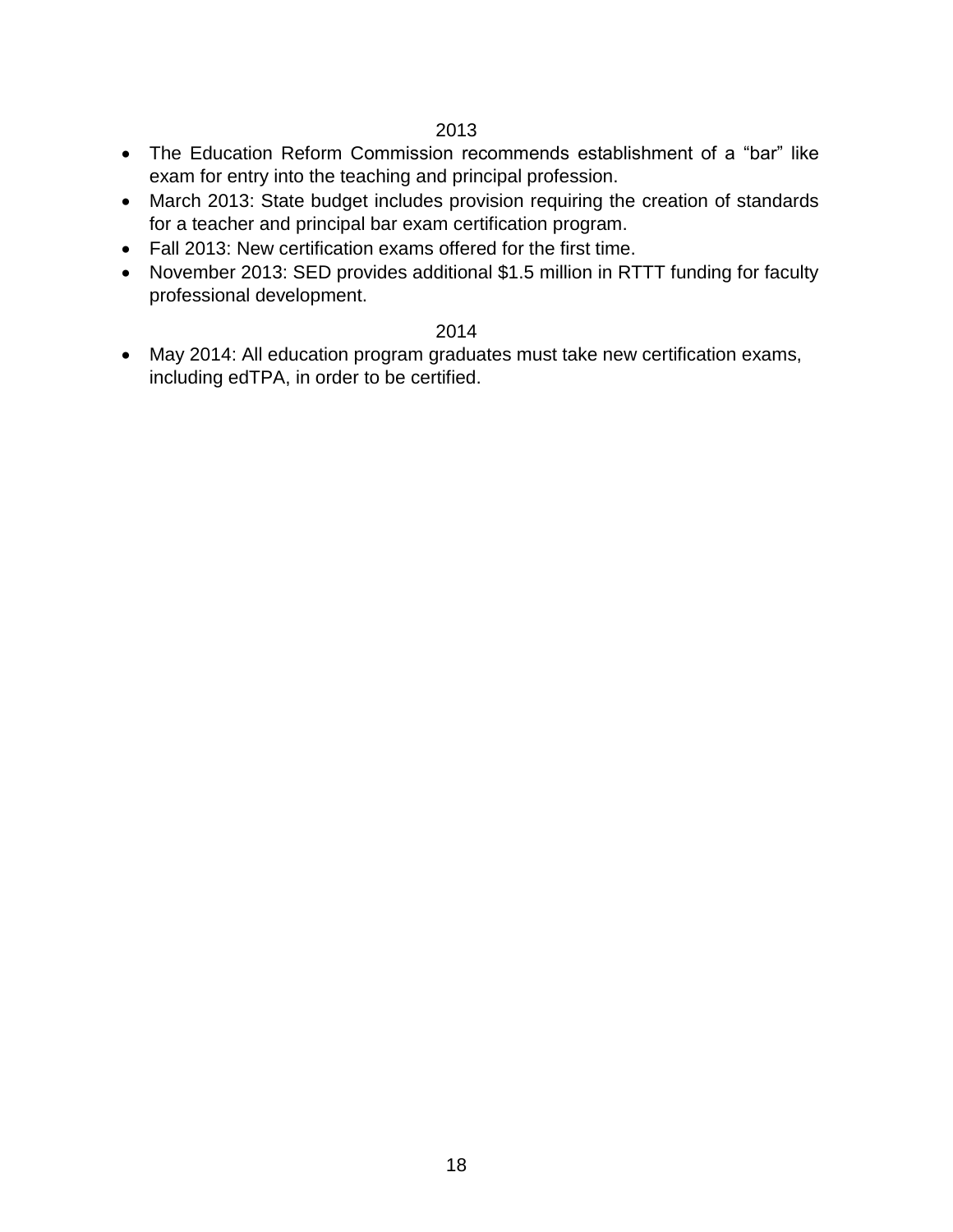2013

- The Education Reform Commission recommends establishment of a “bar” like exam for entry into the teaching and principal profession.
- March 2013: State budget includes provision requiring the creation of standards for a teacher and principal bar exam certification program.
- Fall 2013: New certification exams offered for the first time.
- November 2013: SED provides additional $1.5 million in RTTT funding for faculty professional development.

2014

- May 2014: All education program graduates must take new certification exams, including edTPA, in order to be certified.